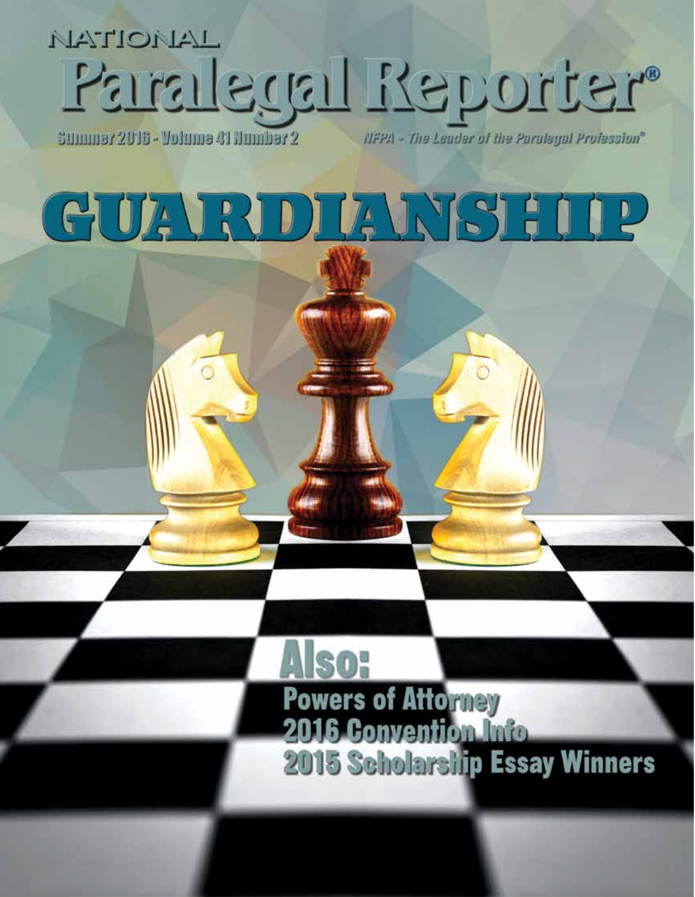NATIONAL

# Paralegal Reporter®

Summer 2016 - Volume 41 Number 2

*NFPA - The Leader of the Paralegal Profession®*

# GUARDIANSHIP

## Also:

**Powers of Attorney**
**2016 Convention Info**
**2015 Scholarship Essay Winners**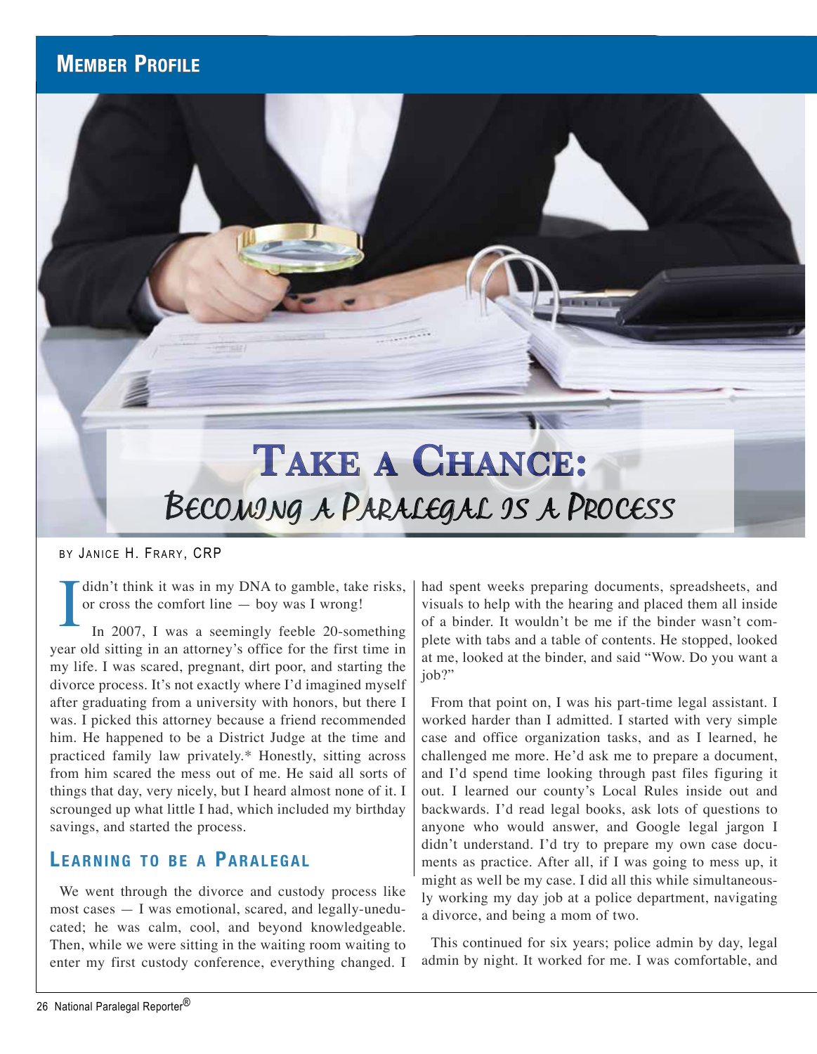# Member Profile

# Take a Chance: Becoming a Paralegal is a Process

BY JANICE H. FRARY, CRP

I didn't think it was in my DNA to gamble, take risks, or cross the comfort line — boy was I wrong!

In 2007, I was a seemingly feeble 20-something year old sitting in an attorney's office for the first time in my life. I was scared, pregnant, dirt poor, and starting the divorce process. It's not exactly where I'd imagined myself after graduating from a university with honors, but there I was. I picked this attorney because a friend recommended him. He happened to be a District Judge at the time and practiced family law privately.* Honestly, sitting across from him scared the mess out of me. He said all sorts of things that day, very nicely, but I heard almost none of it. I scrounged up what little I had, which included my birthday savings, and started the process.

## Learning to be a Paralegal

We went through the divorce and custody process like most cases — I was emotional, scared, and legally-uneducated; he was calm, cool, and beyond knowledgeable. Then, while we were sitting in the waiting room waiting to enter my first custody conference, everything changed. I had spent weeks preparing documents, spreadsheets, and visuals to help with the hearing and placed them all inside of a binder. It wouldn't be me if the binder wasn't complete with tabs and a table of contents. He stopped, looked at me, looked at the binder, and said "Wow. Do you want a job?"

From that point on, I was his part-time legal assistant. I worked harder than I admitted. I started with very simple case and office organization tasks, and as I learned, he challenged me more. He'd ask me to prepare a document, and I'd spend time looking through past files figuring it out. I learned our county's Local Rules inside out and backwards. I'd read legal books, ask lots of questions to anyone who would answer, and Google legal jargon I didn't understand. I'd try to prepare my own case documents as practice. After all, if I was going to mess up, it might as well be my case. I did all this while simultaneously working my day job at a police department, navigating a divorce, and being a mom of two.

This continued for six years; police admin by day, legal admin by night. It worked for me. I was comfortable, and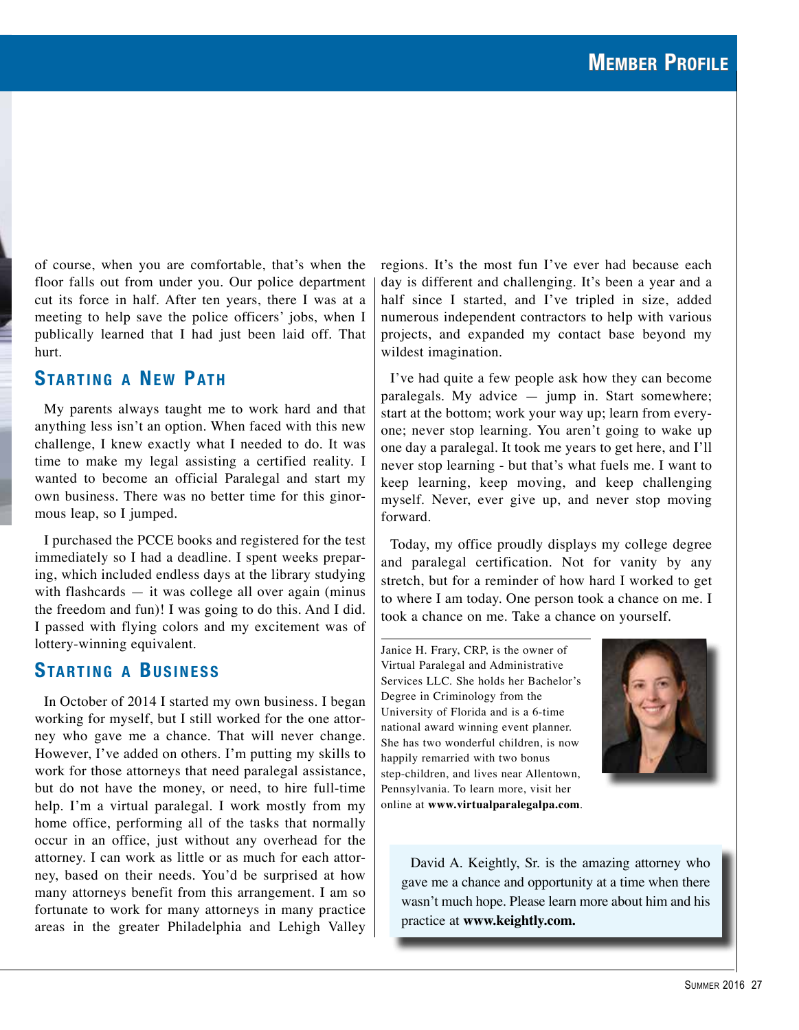of course, when you are comfortable, that's when the floor falls out from under you. Our police department cut its force in half. After ten years, there I was at a meeting to help save the police officers' jobs, when I publically learned that I had just been laid off. That hurt.

## Starting a New Path

My parents always taught me to work hard and that anything less isn't an option. When faced with this new challenge, I knew exactly what I needed to do. It was time to make my legal assisting a certified reality. I wanted to become an official Paralegal and start my own business. There was no better time for this ginormous leap, so I jumped.

I purchased the PCCE books and registered for the test immediately so I had a deadline. I spent weeks preparing, which included endless days at the library studying with flashcards — it was college all over again (minus the freedom and fun)! I was going to do this. And I did. I passed with flying colors and my excitement was of lottery-winning equivalent.

## Starting a Business

In October of 2014 I started my own business. I began working for myself, but I still worked for the one attorney who gave me a chance. That will never change. However, I've added on others. I'm putting my skills to work for those attorneys that need paralegal assistance, but do not have the money, or need, to hire full-time help. I'm a virtual paralegal. I work mostly from my home office, performing all of the tasks that normally occur in an office, just without any overhead for the attorney. I can work as little or as much for each attorney, based on their needs. You'd be surprised at how many attorneys benefit from this arrangement. I am so fortunate to work for many attorneys in many practice areas in the greater Philadelphia and Lehigh Valley regions. It's the most fun I've ever had because each day is different and challenging. It's been a year and a half since I started, and I've tripled in size, added numerous independent contractors to help with various projects, and expanded my contact base beyond my wildest imagination.

I've had quite a few people ask how they can become paralegals. My advice — jump in. Start somewhere; start at the bottom; work your way up; learn from everyone; never stop learning. You aren't going to wake up one day a paralegal. It took me years to get here, and I'll never stop learning - but that's what fuels me. I want to keep learning, keep moving, and keep challenging myself. Never, ever give up, and never stop moving forward.

Today, my office proudly displays my college degree and paralegal certification. Not for vanity by any stretch, but for a reminder of how hard I worked to get to where I am today. One person took a chance on me. I took a chance on me. Take a chance on yourself.

---

Janice H. Frary, CRP, is the owner of Virtual Paralegal and Administrative Services LLC. She holds her Bachelor's Degree in Criminology from the University of Florida and is a 6-time national award winning event planner. She has two wonderful children, is now happily remarried with two bonus step-children, and lives near Allentown, Pennsylvania. To learn more, visit her online at **www.virtualparalegalpa.com**.

David A. Keightly, Sr. is the amazing attorney who gave me a chance and opportunity at a time when there wasn't much hope. Please learn more about him and his practice at **www.keightly.com.**